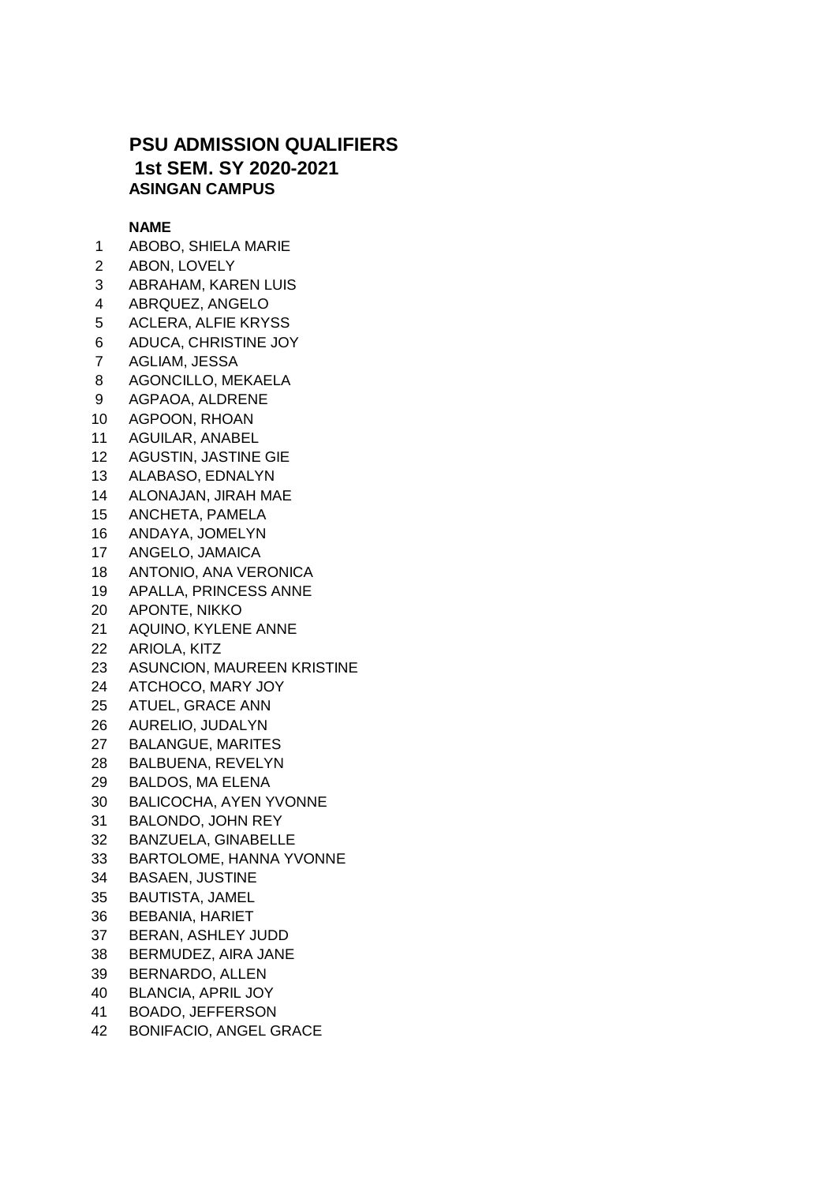# PSU ADMISSION QUALIFIERS

## 1st SEM. SY 2020-2021

### ASINGAN CAMPUS

| | NAME |
|---|---|
| 1 | ABOBO, SHIELA MARIE |
| 2 | ABON, LOVELY |
| 3 | ABRAHAM, KAREN LUIS |
| 4 | ABRQUEZ, ANGELO |
| 5 | ACLERA, ALFIE KRYSS |
| 6 | ADUCA, CHRISTINE JOY |
| 7 | AGLIAM, JESSA |
| 8 | AGONCILLO, MEKAELA |
| 9 | AGPAOA, ALDRENE |
| 10 | AGPOON, RHOAN |
| 11 | AGUILAR, ANABEL |
| 12 | AGUSTIN, JASTINE GIE |
| 13 | ALABASO, EDNALYN |
| 14 | ALONAJAN, JIRAH MAE |
| 15 | ANCHETA, PAMELA |
| 16 | ANDAYA, JOMELYN |
| 17 | ANGELO, JAMAICA |
| 18 | ANTONIO, ANA VERONICA |
| 19 | APALLA, PRINCESS ANNE |
| 20 | APONTE, NIKKO |
| 21 | AQUINO, KYLENE ANNE |
| 22 | ARIOLA, KITZ |
| 23 | ASUNCION, MAUREEN KRISTINE |
| 24 | ATCHOCO, MARY JOY |
| 25 | ATUEL, GRACE ANN |
| 26 | AURELIO, JUDALYN |
| 27 | BALANGUE, MARITES |
| 28 | BALBUENA, REVELYN |
| 29 | BALDOS, MA ELENA |
| 30 | BALICOCHA, AYEN YVONNE |
| 31 | BALONDO, JOHN REY |
| 32 | BANZUELA, GINABELLE |
| 33 | BARTOLOME, HANNA YVONNE |
| 34 | BASAEN, JUSTINE |
| 35 | BAUTISTA, JAMEL |
| 36 | BEBANIA, HARIET |
| 37 | BERAN, ASHLEY JUDD |
| 38 | BERMUDEZ, AIRA JANE |
| 39 | BERNARDO, ALLEN |
| 40 | BLANCIA, APRIL JOY |
| 41 | BOADO, JEFFERSON |
| 42 | BONIFACIO, ANGEL GRACE |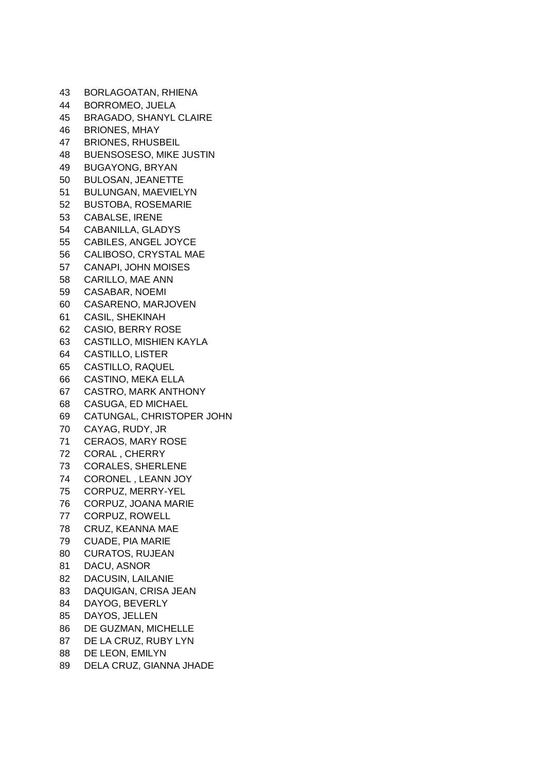43 BORLAGOATAN, RHIENA
44 BORROMEO, JUELA
45 BRAGADO, SHANYL CLAIRE
46 BRIONES, MHAY
47 BRIONES, RHUSBEIL
48 BUENSOSESO, MIKE JUSTIN
49 BUGAYONG, BRYAN
50 BULOSAN, JEANETTE
51 BULUNGAN, MAEVIELYN
52 BUSTOBA, ROSEMARIE
53 CABALSE, IRENE
54 CABANILLA, GLADYS
55 CABILES, ANGEL JOYCE
56 CALIBOSO, CRYSTAL MAE
57 CANAPI, JOHN MOISES
58 CARILLO, MAE ANN
59 CASABAR, NOEMI
60 CASARENO, MARJOVEN
61 CASIL, SHEKINAH
62 CASIO, BERRY ROSE
63 CASTILLO, MISHIEN KAYLA
64 CASTILLO, LISTER
65 CASTILLO, RAQUEL
66 CASTINO, MEKA ELLA
67 CASTRO, MARK ANTHONY
68 CASUGA, ED MICHAEL
69 CATUNGAL, CHRISTOPER JOHN
70 CAYAG, RUDY, JR
71 CERAOS, MARY ROSE
72 CORAL , CHERRY
73 CORALES, SHERLENE
74 CORONEL , LEANN JOY
75 CORPUZ, MERRY-YEL
76 CORPUZ, JOANA MARIE
77 CORPUZ, ROWELL
78 CRUZ, KEANNA MAE
79 CUADE, PIA MARIE
80 CURATOS, RUJEAN
81 DACU, ASNOR
82 DACUSIN, LAILANIE
83 DAQUIGAN, CRISA JEAN
84 DAYOG, BEVERLY
85 DAYOS, JELLEN
86 DE GUZMAN, MICHELLE
87 DE LA CRUZ, RUBY LYN
88 DE LEON, EMILYN
89 DELA CRUZ, GIANNA JHADE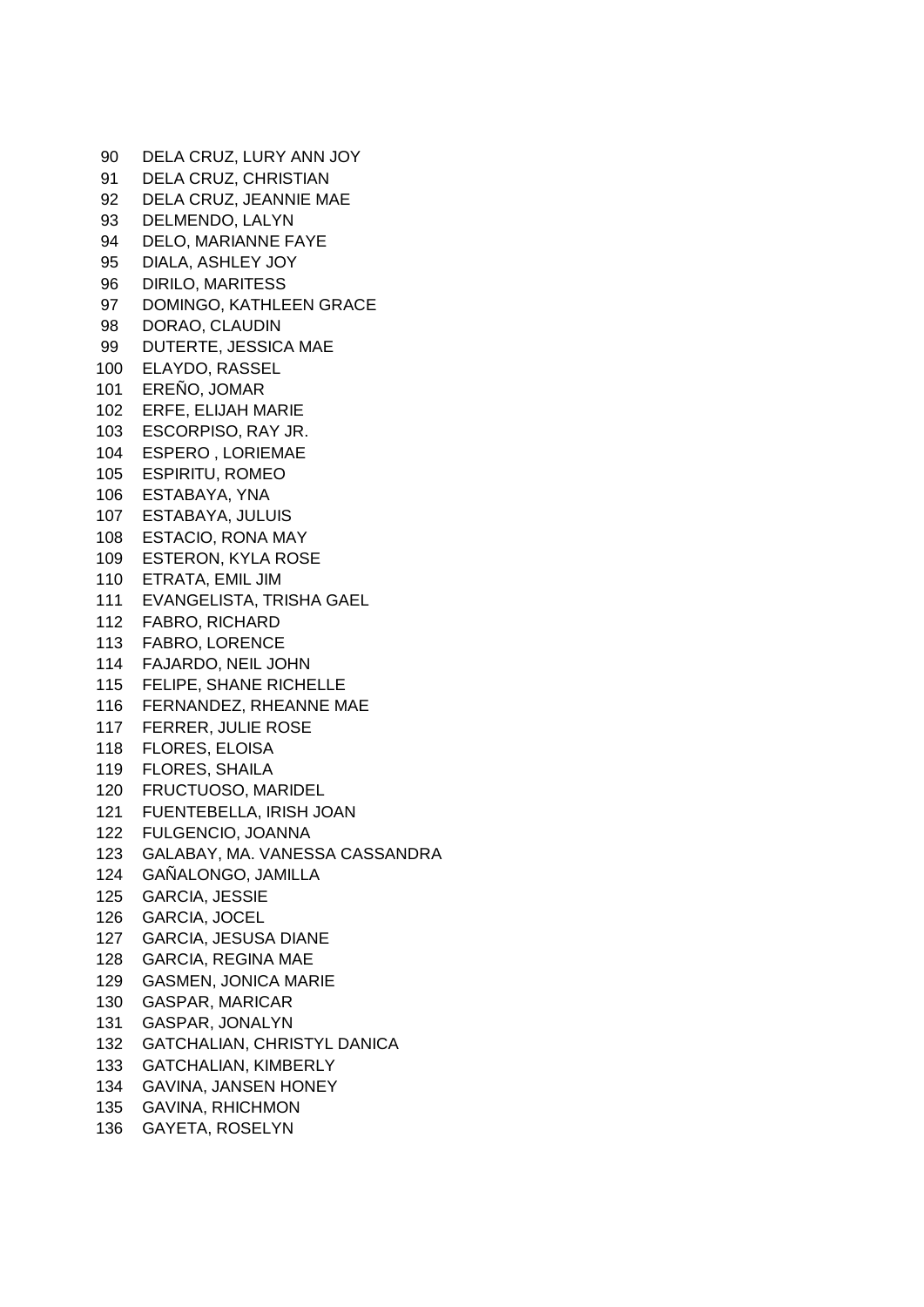90 DELA CRUZ, LURY ANN JOY
91 DELA CRUZ, CHRISTIAN
92 DELA CRUZ, JEANNIE MAE
93 DELMENDO, LALYN
94 DELO, MARIANNE FAYE
95 DIALA, ASHLEY JOY
96 DIRILO, MARITESS
97 DOMINGO, KATHLEEN GRACE
98 DORAO, CLAUDIN
99 DUTERTE, JESSICA MAE
100 ELAYDO, RASSEL
101 EREÑO, JOMAR
102 ERFE, ELIJAH MARIE
103 ESCORPISO, RAY JR.
104 ESPERO , LORIEMAE
105 ESPIRITU, ROMEO
106 ESTABAYA, YNA
107 ESTABAYA, JULUIS
108 ESTACIO, RONA MAY
109 ESTERON, KYLA ROSE
110 ETRATA, EMIL JIM
111 EVANGELISTA, TRISHA GAEL
112 FABRO, RICHARD
113 FABRO, LORENCE
114 FAJARDO, NEIL JOHN
115 FELIPE, SHANE RICHELLE
116 FERNANDEZ, RHEANNE MAE
117 FERRER, JULIE ROSE
118 FLORES, ELOISA
119 FLORES, SHAILA
120 FRUCTUOSO, MARIDEL
121 FUENTEBELLA, IRISH JOAN
122 FULGENCIO, JOANNA
123 GALABAY, MA. VANESSA CASSANDRA
124 GAÑALONGO, JAMILLA
125 GARCIA, JESSIE
126 GARCIA, JOCEL
127 GARCIA, JESUSA DIANE
128 GARCIA, REGINA MAE
129 GASMEN, JONICA MARIE
130 GASPAR, MARICAR
131 GASPAR, JONALYN
132 GATCHALIAN, CHRISTYL DANICA
133 GATCHALIAN, KIMBERLY
134 GAVINA, JANSEN HONEY
135 GAVINA, RHICHMON
136 GAYETA, ROSELYN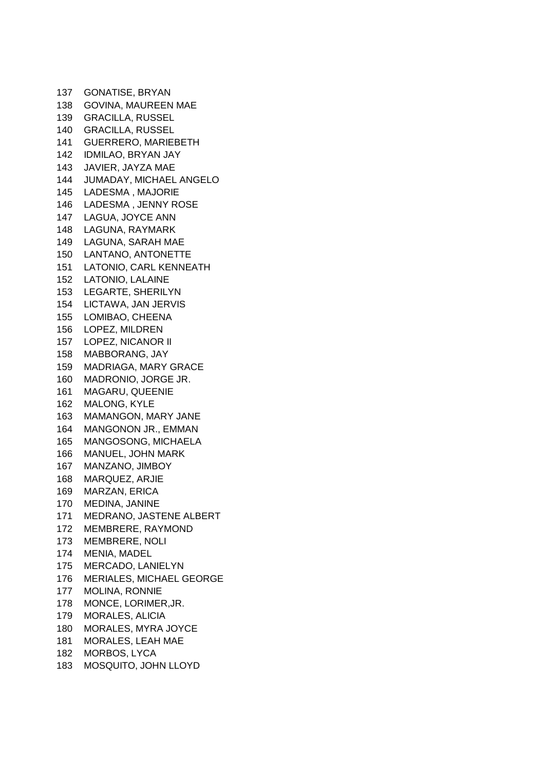137 GONATISE, BRYAN
138 GOVINA, MAUREEN MAE
139 GRACILLA, RUSSEL
140 GRACILLA, RUSSEL
141 GUERRERO, MARIEBETH
142 IDMILAO, BRYAN JAY
143 JAVIER, JAYZA MAE
144 JUMADAY, MICHAEL ANGELO
145 LADESMA , MAJORIE
146 LADESMA , JENNY ROSE
147 LAGUA, JOYCE ANN
148 LAGUNA, RAYMARK
149 LAGUNA, SARAH MAE
150 LANTANO, ANTONETTE
151 LATONIO, CARL KENNEATH
152 LATONIO, LALAINE
153 LEGARTE, SHERILYN
154 LICTAWA, JAN JERVIS
155 LOMIBAO, CHEENA
156 LOPEZ, MILDREN
157 LOPEZ, NICANOR II
158 MABBORANG, JAY
159 MADRIAGA, MARY GRACE
160 MADRONIO, JORGE JR.
161 MAGARU, QUEENIE
162 MALONG, KYLE
163 MAMANGON, MARY JANE
164 MANGONON JR., EMMAN
165 MANGOSONG, MICHAELA
166 MANUEL, JOHN MARK
167 MANZANO, JIMBOY
168 MARQUEZ, ARJIE
169 MARZAN, ERICA
170 MEDINA, JANINE
171 MEDRANO, JASTENE ALBERT
172 MEMBRERE, RAYMOND
173 MEMBRERE, NOLI
174 MENIA, MADEL
175 MERCADO, LANIELYN
176 MERIALES, MICHAEL GEORGE
177 MOLINA, RONNIE
178 MONCE, LORIMER,JR.
179 MORALES, ALICIA
180 MORALES, MYRA JOYCE
181 MORALES, LEAH MAE
182 MORBOS, LYCA
183 MOSQUITO, JOHN LLOYD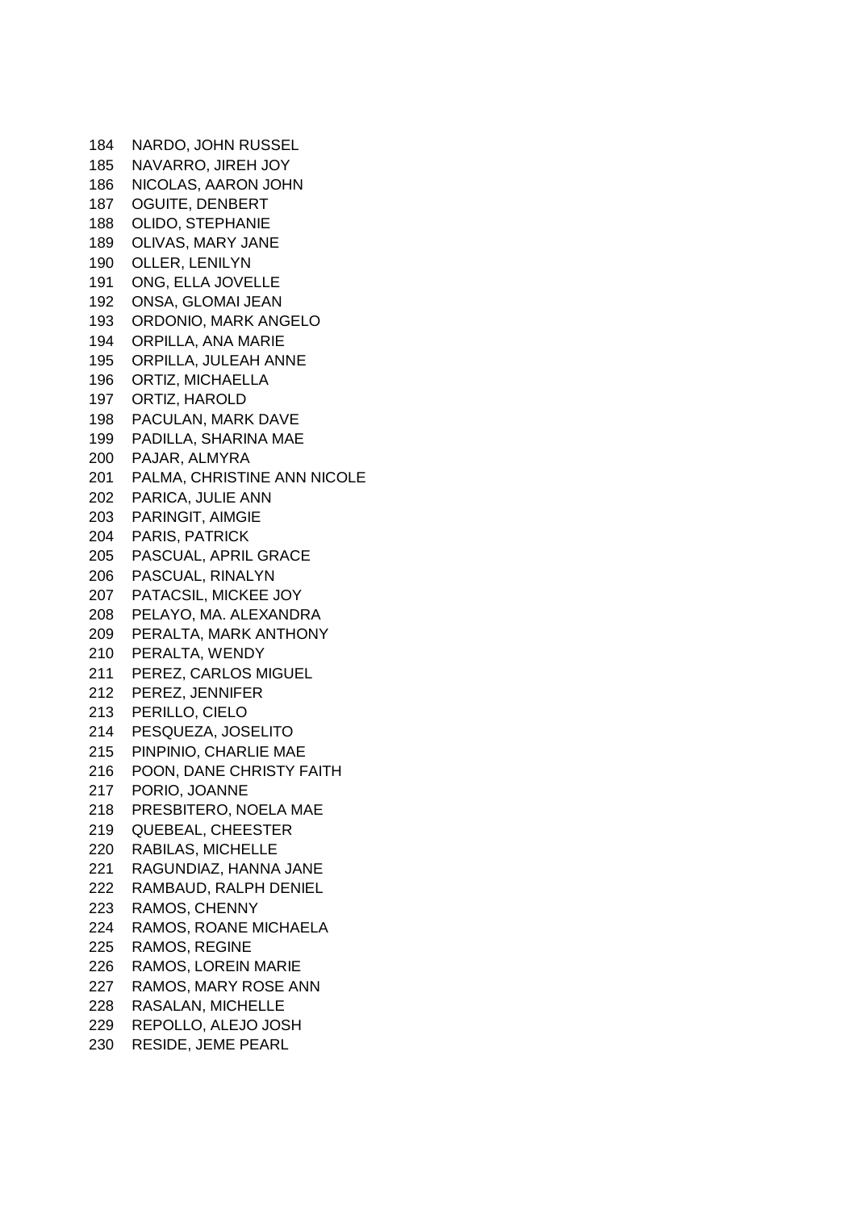184 NARDO, JOHN RUSSEL
185 NAVARRO, JIREH JOY
186 NICOLAS, AARON JOHN
187 OGUITE, DENBERT
188 OLIDO, STEPHANIE
189 OLIVAS, MARY JANE
190 OLLER, LENILYN
191 ONG, ELLA JOVELLE
192 ONSA, GLOMAI JEAN
193 ORDONIO, MARK ANGELO
194 ORPILLA, ANA MARIE
195 ORPILLA, JULEAH ANNE
196 ORTIZ, MICHAELLA
197 ORTIZ, HAROLD
198 PACULAN, MARK DAVE
199 PADILLA, SHARINA MAE
200 PAJAR, ALMYRA
201 PALMA, CHRISTINE ANN NICOLE
202 PARICA, JULIE ANN
203 PARINGIT, AIMGIE
204 PARIS, PATRICK
205 PASCUAL, APRIL GRACE
206 PASCUAL, RINALYN
207 PATACSIL, MICKEE JOY
208 PELAYO, MA. ALEXANDRA
209 PERALTA, MARK ANTHONY
210 PERALTA, WENDY
211 PEREZ, CARLOS MIGUEL
212 PEREZ, JENNIFER
213 PERILLO, CIELO
214 PESQUEZA, JOSELITO
215 PINPINIO, CHARLIE MAE
216 POON, DANE CHRISTY FAITH
217 PORIO, JOANNE
218 PRESBITERO, NOELA MAE
219 QUEBEAL, CHEESTER
220 RABILAS, MICHELLE
221 RAGUNDIAZ, HANNA JANE
222 RAMBAUD, RALPH DENIEL
223 RAMOS, CHENNY
224 RAMOS, ROANE MICHAELA
225 RAMOS, REGINE
226 RAMOS, LOREIN MARIE
227 RAMOS, MARY ROSE ANN
228 RASALAN, MICHELLE
229 REPOLLO, ALEJO JOSH
230 RESIDE, JEME PEARL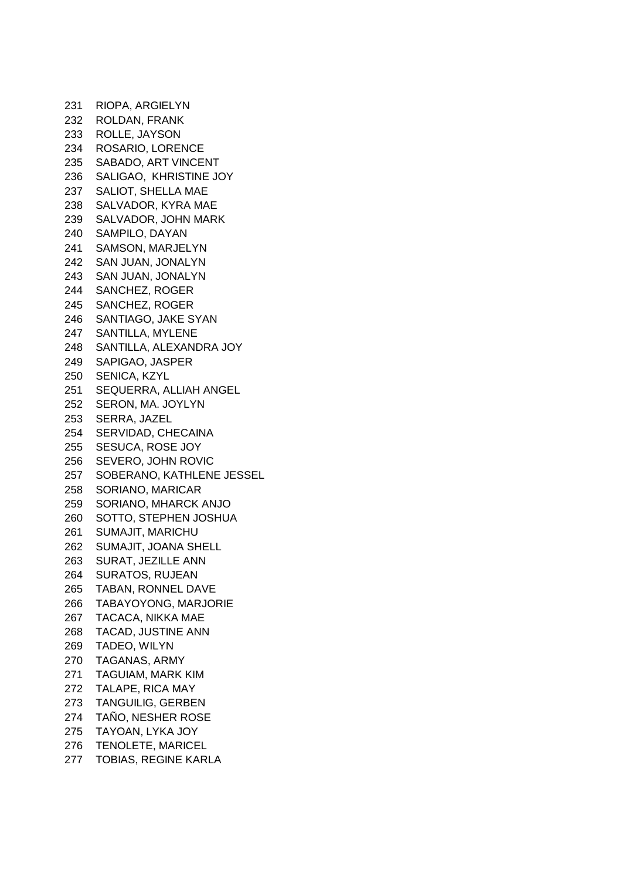231 RIOPA, ARGIELYN
232 ROLDAN, FRANK
233 ROLLE, JAYSON
234 ROSARIO, LORENCE
235 SABADO, ART VINCENT
236 SALIGAO, KHRISTINE JOY
237 SALIOT, SHELLA MAE
238 SALVADOR, KYRA MAE
239 SALVADOR, JOHN MARK
240 SAMPILO, DAYAN
241 SAMSON, MARJELYN
242 SAN JUAN, JONALYN
243 SAN JUAN, JONALYN
244 SANCHEZ, ROGER
245 SANCHEZ, ROGER
246 SANTIAGO, JAKE SYAN
247 SANTILLA, MYLENE
248 SANTILLA, ALEXANDRA JOY
249 SAPIGAO, JASPER
250 SENICA, KZYL
251 SEQUERRA, ALLIAH ANGEL
252 SERON, MA. JOYLYN
253 SERRA, JAZEL
254 SERVIDAD, CHECAINA
255 SESUCA, ROSE JOY
256 SEVERO, JOHN ROVIC
257 SOBERANO, KATHLENE JESSEL
258 SORIANO, MARICAR
259 SORIANO, MHARCK ANJO
260 SOTTO, STEPHEN JOSHUA
261 SUMAJIT, MARICHU
262 SUMAJIT, JOANA SHELL
263 SURAT, JEZILLE ANN
264 SURATOS, RUJEAN
265 TABAN, RONNEL DAVE
266 TABAYOYONG, MARJORIE
267 TACACA, NIKKA MAE
268 TACAD, JUSTINE ANN
269 TADEO, WILYN
270 TAGANAS, ARMY
271 TAGUIAM, MARK KIM
272 TALAPE, RICA MAY
273 TANGUILIG, GERBEN
274 TAÑO, NESHER ROSE
275 TAYOAN, LYKA JOY
276 TENOLETE, MARICEL
277 TOBIAS, REGINE KARLA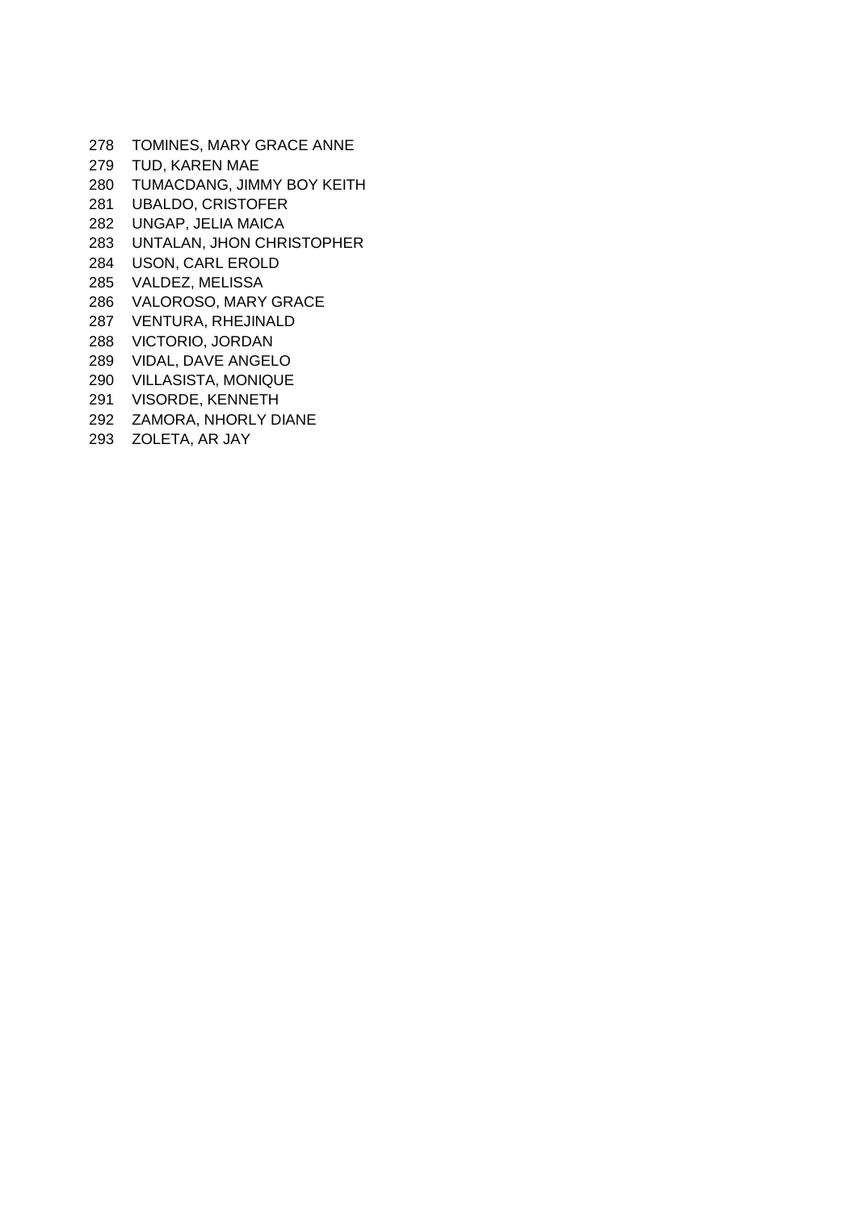| | |
|---|---|
| 278 | TOMINES, MARY GRACE ANNE |
| 279 | TUD, KAREN MAE |
| 280 | TUMACDANG, JIMMY BOY KEITH |
| 281 | UBALDO, CRISTOFER |
| 282 | UNGAP, JELIA MAICA |
| 283 | UNTALAN, JHON CHRISTOPHER |
| 284 | USON, CARL EROLD |
| 285 | VALDEZ, MELISSA |
| 286 | VALOROSO, MARY GRACE |
| 287 | VENTURA, RHEJINALD |
| 288 | VICTORIO, JORDAN |
| 289 | VIDAL, DAVE ANGELO |
| 290 | VILLASISTA, MONIQUE |
| 291 | VISORDE, KENNETH |
| 292 | ZAMORA, NHORLY DIANE |
| 293 | ZOLETA, AR JAY |